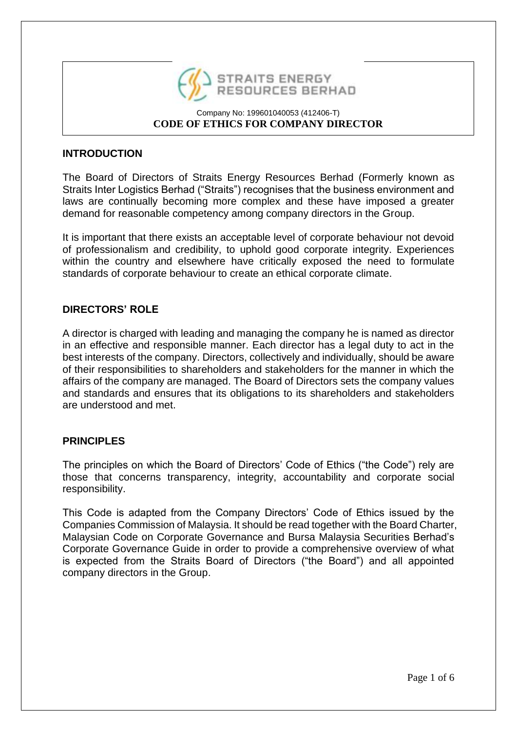STRAITS ENERGY RESOURCES BERHAD

Company No: 199601040053 (412406-T)

**CODE OF ETHICS FOR COMPANY DIRECTOR**

## INTRODUCTION

The Board of Directors of Straits Energy Resources Berhad (Formerly known as Straits Inter Logistics Berhad ("Straits") recognises that the business environment and laws are continually becoming more complex and these have imposed a greater demand for reasonable competency among company directors in the Group.

It is important that there exists an acceptable level of corporate behaviour not devoid of professionalism and credibility, to uphold good corporate integrity. Experiences within the country and elsewhere have critically exposed the need to formulate standards of corporate behaviour to create an ethical corporate climate.

## DIRECTORS' ROLE

A director is charged with leading and managing the company he is named as director in an effective and responsible manner. Each director has a legal duty to act in the best interests of the company. Directors, collectively and individually, should be aware of their responsibilities to shareholders and stakeholders for the manner in which the affairs of the company are managed. The Board of Directors sets the company values and standards and ensures that its obligations to its shareholders and stakeholders are understood and met.

## PRINCIPLES

The principles on which the Board of Directors' Code of Ethics ("the Code") rely are those that concerns transparency, integrity, accountability and corporate social responsibility.

This Code is adapted from the Company Directors' Code of Ethics issued by the Companies Commission of Malaysia. It should be read together with the Board Charter, Malaysian Code on Corporate Governance and Bursa Malaysia Securities Berhad's Corporate Governance Guide in order to provide a comprehensive overview of what is expected from the Straits Board of Directors ("the Board") and all appointed company directors in the Group.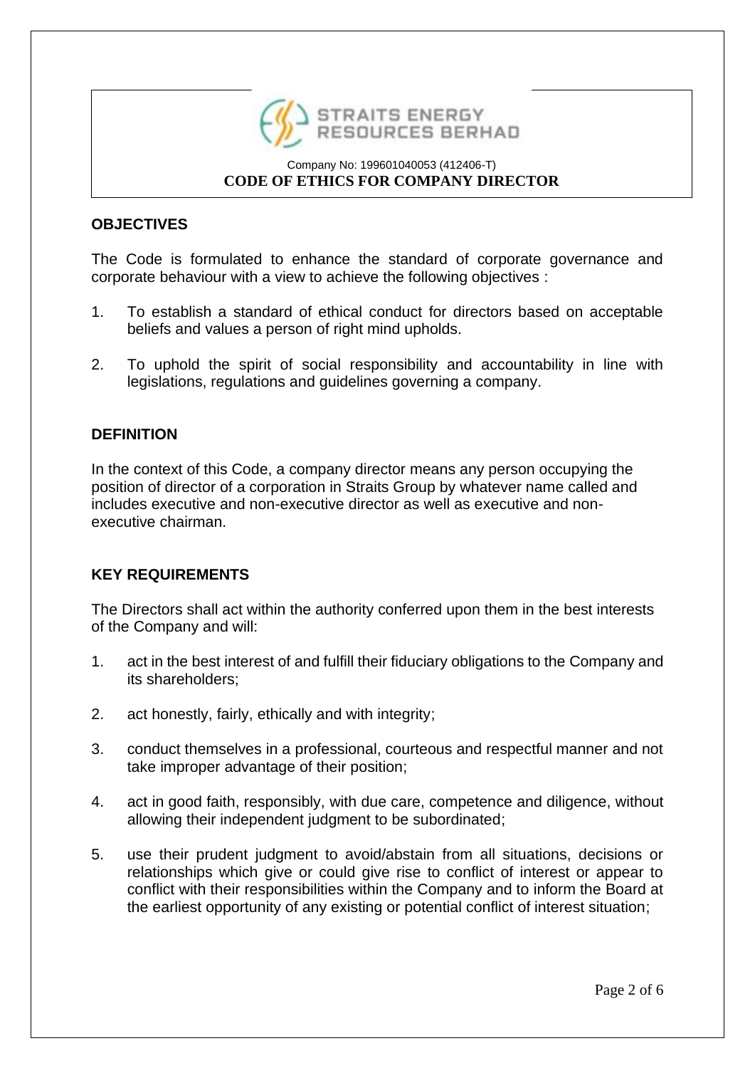STRAITS ENERGY RESOURCES BERHAD

Company No: 199601040053 (412406-T)

**CODE OF ETHICS FOR COMPANY DIRECTOR**

## OBJECTIVES

The Code is formulated to enhance the standard of corporate governance and corporate behaviour with a view to achieve the following objectives :

1. To establish a standard of ethical conduct for directors based on acceptable beliefs and values a person of right mind upholds.
2. To uphold the spirit of social responsibility and accountability in line with legislations, regulations and guidelines governing a company.

## DEFINITION

In the context of this Code, a company director means any person occupying the position of director of a corporation in Straits Group by whatever name called and includes executive and non-executive director as well as executive and non-executive chairman.

## KEY REQUIREMENTS

The Directors shall act within the authority conferred upon them in the best interests of the Company and will:

1. act in the best interest of and fulfill their fiduciary obligations to the Company and its shareholders;
2. act honestly, fairly, ethically and with integrity;
3. conduct themselves in a professional, courteous and respectful manner and not take improper advantage of their position;
4. act in good faith, responsibly, with due care, competence and diligence, without allowing their independent judgment to be subordinated;
5. use their prudent judgment to avoid/abstain from all situations, decisions or relationships which give or could give rise to conflict of interest or appear to conflict with their responsibilities within the Company and to inform the Board at the earliest opportunity of any existing or potential conflict of interest situation;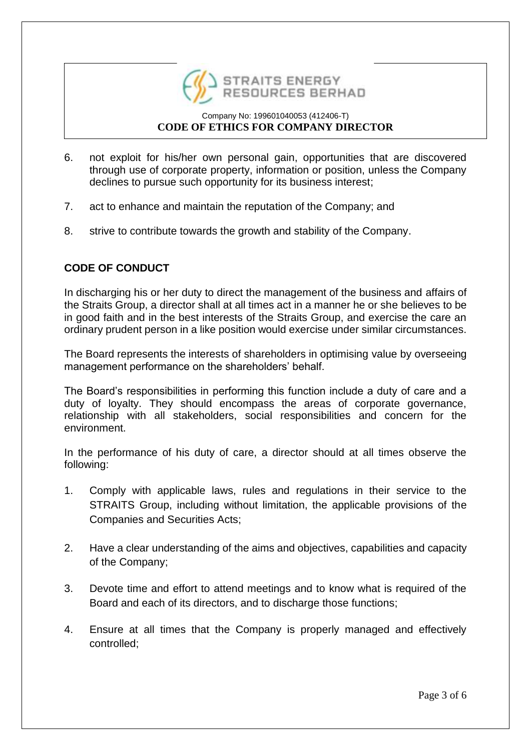6. not exploit for his/her own personal gain, opportunities that are discovered through use of corporate property, information or position, unless the Company declines to pursue such opportunity for its business interest;

7. act to enhance and maintain the reputation of the Company; and

8. strive to contribute towards the growth and stability of the Company.

## CODE OF CONDUCT

In discharging his or her duty to direct the management of the business and affairs of the Straits Group, a director shall at all times act in a manner he or she believes to be in good faith and in the best interests of the Straits Group, and exercise the care an ordinary prudent person in a like position would exercise under similar circumstances.

The Board represents the interests of shareholders in optimising value by overseeing management performance on the shareholders' behalf.

The Board's responsibilities in performing this function include a duty of care and a duty of loyalty. They should encompass the areas of corporate governance, relationship with all stakeholders, social responsibilities and concern for the environment.

In the performance of his duty of care, a director should at all times observe the following:

1. Comply with applicable laws, rules and regulations in their service to the STRAITS Group, including without limitation, the applicable provisions of the Companies and Securities Acts;

2. Have a clear understanding of the aims and objectives, capabilities and capacity of the Company;

3. Devote time and effort to attend meetings and to know what is required of the Board and each of its directors, and to discharge those functions;

4. Ensure at all times that the Company is properly managed and effectively controlled;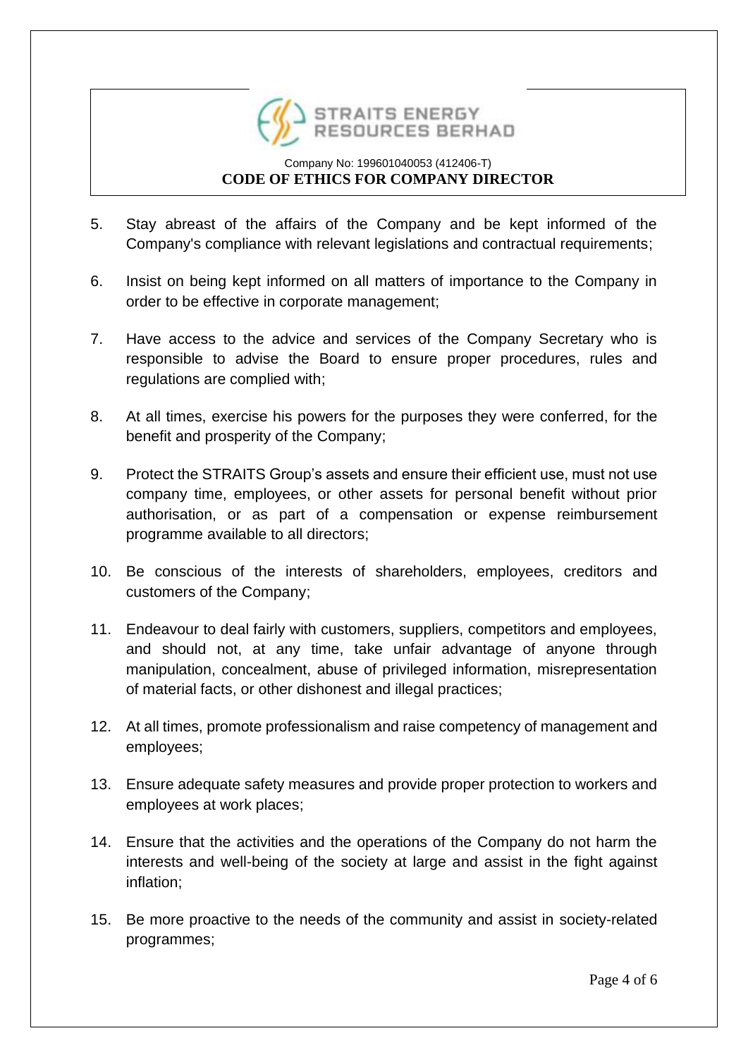5. Stay abreast of the affairs of the Company and be kept informed of the Company's compliance with relevant legislations and contractual requirements;

6. Insist on being kept informed on all matters of importance to the Company in order to be effective in corporate management;

7. Have access to the advice and services of the Company Secretary who is responsible to advise the Board to ensure proper procedures, rules and regulations are complied with;

8. At all times, exercise his powers for the purposes they were conferred, for the benefit and prosperity of the Company;

9. Protect the STRAITS Group's assets and ensure their efficient use, must not use company time, employees, or other assets for personal benefit without prior authorisation, or as part of a compensation or expense reimbursement programme available to all directors;

10. Be conscious of the interests of shareholders, employees, creditors and customers of the Company;

11. Endeavour to deal fairly with customers, suppliers, competitors and employees, and should not, at any time, take unfair advantage of anyone through manipulation, concealment, abuse of privileged information, misrepresentation of material facts, or other dishonest and illegal practices;

12. At all times, promote professionalism and raise competency of management and employees;

13. Ensure adequate safety measures and provide proper protection to workers and employees at work places;

14. Ensure that the activities and the operations of the Company do not harm the interests and well-being of the society at large and assist in the fight against inflation;

15. Be more proactive to the needs of the community and assist in society-related programmes;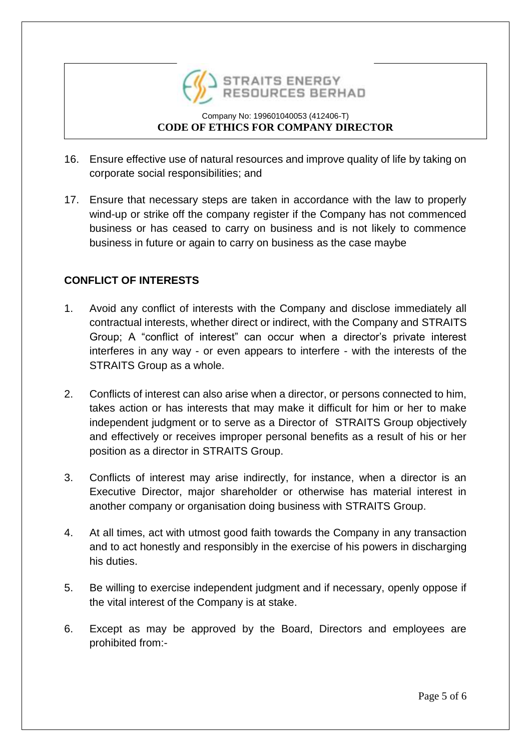16. Ensure effective use of natural resources and improve quality of life by taking on corporate social responsibilities; and

17. Ensure that necessary steps are taken in accordance with the law to properly wind-up or strike off the company register if the Company has not commenced business or has ceased to carry on business and is not likely to commence business in future or again to carry on business as the case maybe

## CONFLICT OF INTERESTS

1. Avoid any conflict of interests with the Company and disclose immediately all contractual interests, whether direct or indirect, with the Company and STRAITS Group; A "conflict of interest" can occur when a director's private interest interferes in any way - or even appears to interfere - with the interests of the STRAITS Group as a whole.

2. Conflicts of interest can also arise when a director, or persons connected to him, takes action or has interests that may make it difficult for him or her to make independent judgment or to serve as a Director of STRAITS Group objectively and effectively or receives improper personal benefits as a result of his or her position as a director in STRAITS Group.

3. Conflicts of interest may arise indirectly, for instance, when a director is an Executive Director, major shareholder or otherwise has material interest in another company or organisation doing business with STRAITS Group.

4. At all times, act with utmost good faith towards the Company in any transaction and to act honestly and responsibly in the exercise of his powers in discharging his duties.

5. Be willing to exercise independent judgment and if necessary, openly oppose if the vital interest of the Company is at stake.

6. Except as may be approved by the Board, Directors and employees are prohibited from:-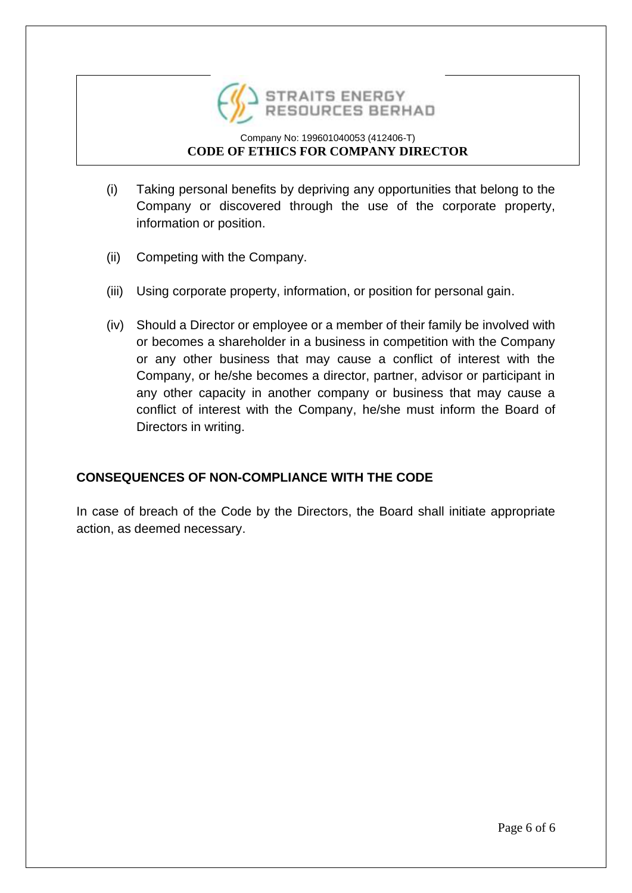(i) Taking personal benefits by depriving any opportunities that belong to the Company or discovered through the use of the corporate property, information or position.

(ii) Competing with the Company.

(iii) Using corporate property, information, or position for personal gain.

(iv) Should a Director or employee or a member of their family be involved with or becomes a shareholder in a business in competition with the Company or any other business that may cause a conflict of interest with the Company, or he/she becomes a director, partner, advisor or participant in any other capacity in another company or business that may cause a conflict of interest with the Company, he/she must inform the Board of Directors in writing.

## CONSEQUENCES OF NON-COMPLIANCE WITH THE CODE

In case of breach of the Code by the Directors, the Board shall initiate appropriate action, as deemed necessary.